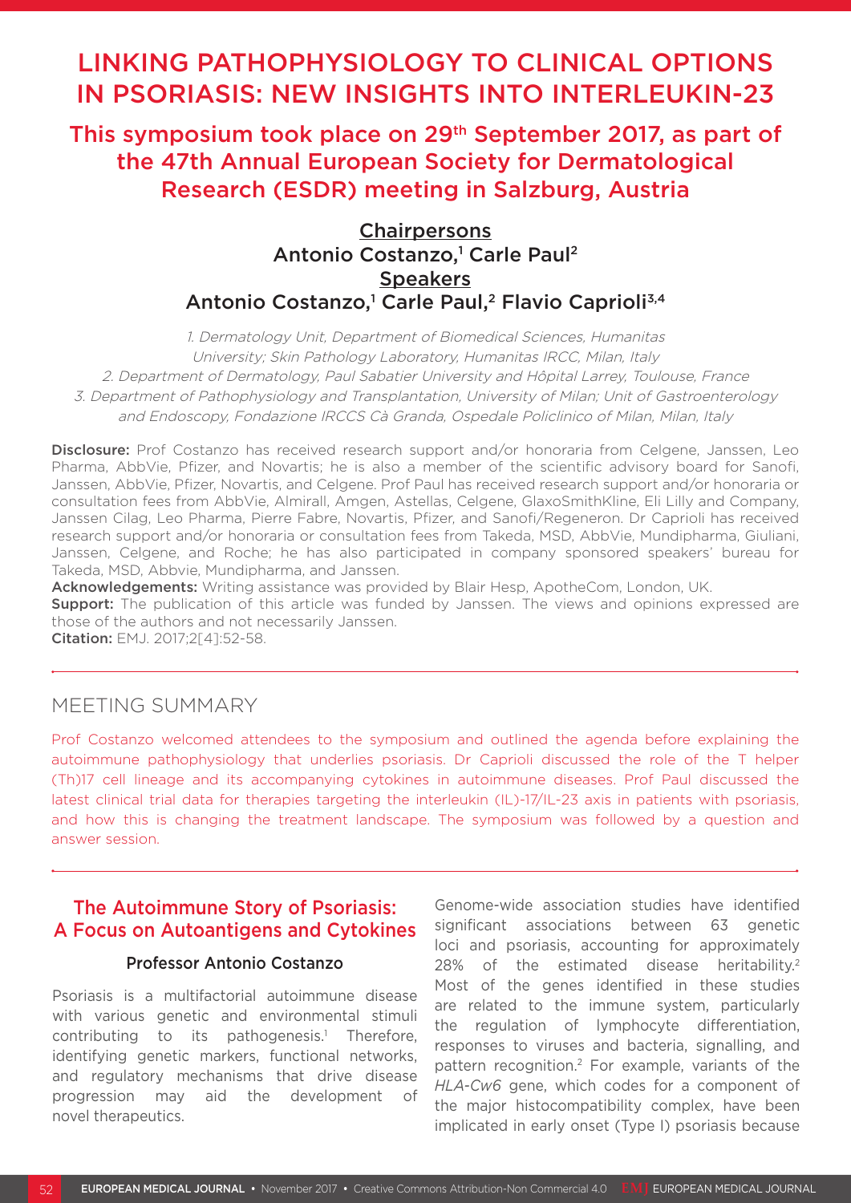# LINKING PATHOPHYSIOLOGY TO CLINICAL OPTIONS IN PSORIASIS: NEW INSIGHTS INTO INTERLEUKIN-23

## This symposium took place on 29th September 2017, as part of the 47th Annual European Society for Dermatological Research (ESDR) meeting in Salzburg, Austria

**Chairpersons**
Antonio Costanzo,[1] Carle Paul[2]
**Speakers**
Antonio Costanzo,[1] Carle Paul,[2] Flavio Caprioli[3,4]

*1. Dermatology Unit, Department of Biomedical Sciences, Humanitas University; Skin Pathology Laboratory, Humanitas IRCC, Milan, Italy*
*2. Department of Dermatology, Paul Sabatier University and Hôpital Larrey, Toulouse, France*
*3. Department of Pathophysiology and Transplantation, University of Milan; Unit of Gastroenterology and Endoscopy, Fondazione IRCCS Cà Granda, Ospedale Policlinico of Milan, Milan, Italy*

**Disclosure:** Prof Costanzo has received research support and/or honoraria from Celgene, Janssen, Leo Pharma, AbbVie, Pfizer, and Novartis; he is also a member of the scientific advisory board for Sanofi, Janssen, AbbVie, Pfizer, Novartis, and Celgene. Prof Paul has received research support and/or honoraria or consultation fees from AbbVie, Almirall, Amgen, Astellas, Celgene, GlaxoSmithKline, Eli Lilly and Company, Janssen Cilag, Leo Pharma, Pierre Fabre, Novartis, Pfizer, and Sanofi/Regeneron. Dr Caprioli has received research support and/or honoraria or consultation fees from Takeda, MSD, AbbVie, Mundipharma, Giuliani, Janssen, Celgene, and Roche; he has also participated in company sponsored speakers' bureau for Takeda, MSD, Abbvie, Mundipharma, and Janssen.
**Acknowledgements:** Writing assistance was provided by Blair Hesp, ApotheCom, London, UK.
**Support:** The publication of this article was funded by Janssen. The views and opinions expressed are those of the authors and not necessarily Janssen.
**Citation:** EMJ. 2017;2[4]:52-58.

## MEETING SUMMARY

Prof Costanzo welcomed attendees to the symposium and outlined the agenda before explaining the autoimmune pathophysiology that underlies psoriasis. Dr Caprioli discussed the role of the T helper (Th)17 cell lineage and its accompanying cytokines in autoimmune diseases. Prof Paul discussed the latest clinical trial data for therapies targeting the interleukin (IL)-17/IL-23 axis in patients with psoriasis, and how this is changing the treatment landscape. The symposium was followed by a question and answer session.

## The Autoimmune Story of Psoriasis: A Focus on Autoantigens and Cytokines

### Professor Antonio Costanzo

Psoriasis is a multifactorial autoimmune disease with various genetic and environmental stimuli contributing to its pathogenesis.[1] Therefore, identifying genetic markers, functional networks, and regulatory mechanisms that drive disease progression may aid the development of novel therapeutics.

Genome-wide association studies have identified significant associations between 63 genetic loci and psoriasis, accounting for approximately 28% of the estimated disease heritability.[2] Most of the genes identified in these studies are related to the immune system, particularly the regulation of lymphocyte differentiation, responses to viruses and bacteria, signalling, and pattern recognition.[2] For example, variants of the *HLA-Cw6* gene, which codes for a component of the major histocompatibility complex, have been implicated in early onset (Type I) psoriasis because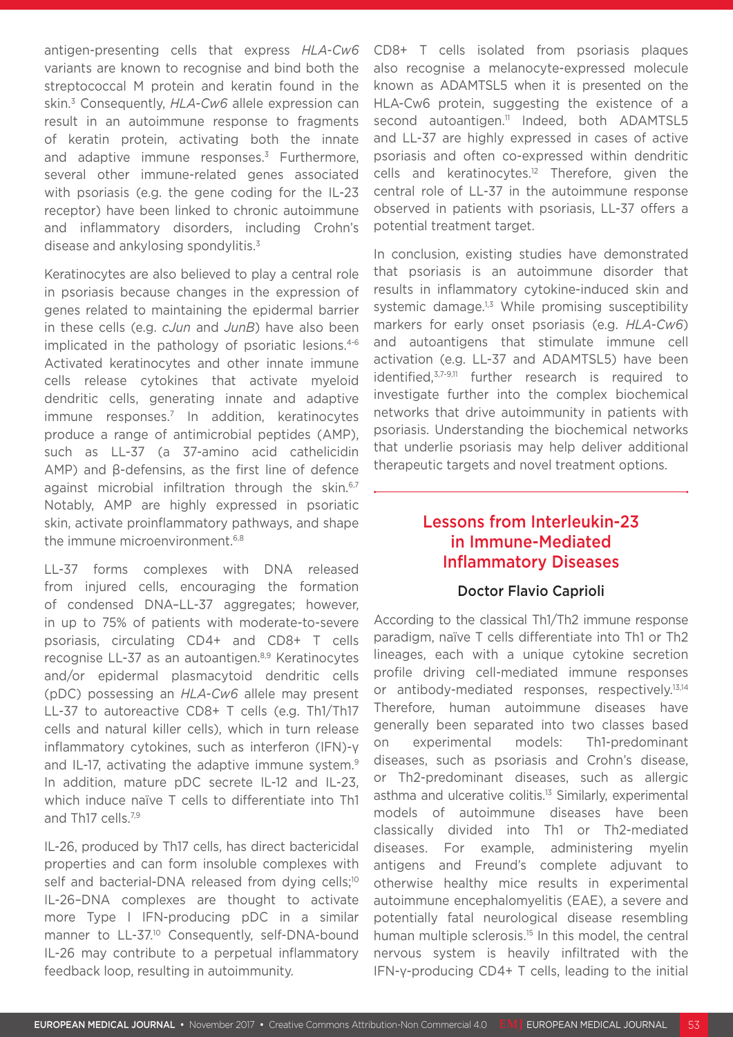antigen-presenting cells that express *HLA-Cw6* variants are known to recognise and bind both the streptococcal M protein and keratin found in the skin.[3] Consequently, *HLA-Cw6* allele expression can result in an autoimmune response to fragments of keratin protein, activating both the innate and adaptive immune responses.[3] Furthermore, several other immune-related genes associated with psoriasis (e.g. the gene coding for the IL-23 receptor) have been linked to chronic autoimmune and inflammatory disorders, including Crohn's disease and ankylosing spondylitis.[3]

Keratinocytes are also believed to play a central role in psoriasis because changes in the expression of genes related to maintaining the epidermal barrier in these cells (e.g. *cJun* and *JunB*) have also been implicated in the pathology of psoriatic lesions.[4-6] Activated keratinocytes and other innate immune cells release cytokines that activate myeloid dendritic cells, generating innate and adaptive immune responses.[7] In addition, keratinocytes produce a range of antimicrobial peptides (AMP), such as LL-37 (a 37-amino acid cathelicidin AMP) and β-defensins, as the first line of defence against microbial infiltration through the skin.[6,7] Notably, AMP are highly expressed in psoriatic skin, activate proinflammatory pathways, and shape the immune microenvironment.[6,8]

LL-37 forms complexes with DNA released from injured cells, encouraging the formation of condensed DNA–LL-37 aggregates; however, in up to 75% of patients with moderate-to-severe psoriasis, circulating CD4+ and CD8+ T cells recognise LL-37 as an autoantigen.[8,9] Keratinocytes and/or epidermal plasmacytoid dendritic cells (pDC) possessing an *HLA-Cw6* allele may present LL-37 to autoreactive CD8+ T cells (e.g. Th1/Th17 cells and natural killer cells), which in turn release inflammatory cytokines, such as interferon (IFN)-γ and IL-17, activating the adaptive immune system.[9] In addition, mature pDC secrete IL-12 and IL-23, which induce naïve T cells to differentiate into Th1 and Th17 cells.[7,9]

IL-26, produced by Th17 cells, has direct bactericidal properties and can form insoluble complexes with self and bacterial-DNA released from dying cells;[10] IL-26–DNA complexes are thought to activate more Type I IFN-producing pDC in a similar manner to LL-37.[10] Consequently, self-DNA-bound IL-26 may contribute to a perpetual inflammatory feedback loop, resulting in autoimmunity.

CD8+ T cells isolated from psoriasis plaques also recognise a melanocyte-expressed molecule known as ADAMTSL5 when it is presented on the HLA-Cw6 protein, suggesting the existence of a second autoantigen.[11] Indeed, both ADAMTSL5 and LL-37 are highly expressed in cases of active psoriasis and often co-expressed within dendritic cells and keratinocytes.[12] Therefore, given the central role of LL-37 in the autoimmune response observed in patients with psoriasis, LL-37 offers a potential treatment target.

In conclusion, existing studies have demonstrated that psoriasis is an autoimmune disorder that results in inflammatory cytokine-induced skin and systemic damage.[1,3] While promising susceptibility markers for early onset psoriasis (e.g. *HLA-Cw6*) and autoantigens that stimulate immune cell activation (e.g. LL-37 and ADAMTSL5) have been identified,[3,7-9,11] further research is required to investigate further into the complex biochemical networks that drive autoimmunity in patients with psoriasis. Understanding the biochemical networks that underlie psoriasis may help deliver additional therapeutic targets and novel treatment options.

## Lessons from Interleukin-23 in Immune-Mediated Inflammatory Diseases

### Doctor Flavio Caprioli

According to the classical Th1/Th2 immune response paradigm, naïve T cells differentiate into Th1 or Th2 lineages, each with a unique cytokine secretion profile driving cell-mediated immune responses or antibody-mediated responses, respectively.[13,14] Therefore, human autoimmune diseases have generally been separated into two classes based on experimental models: Th1-predominant diseases, such as psoriasis and Crohn's disease, or Th2-predominant diseases, such as allergic asthma and ulcerative colitis.[13] Similarly, experimental models of autoimmune diseases have been classically divided into Th1 or Th2-mediated diseases. For example, administering myelin antigens and Freund's complete adjuvant to otherwise healthy mice results in experimental autoimmune encephalomyelitis (EAE), a severe and potentially fatal neurological disease resembling human multiple sclerosis.[15] In this model, the central nervous system is heavily infiltrated with the IFN-γ-producing CD4+ T cells, leading to the initial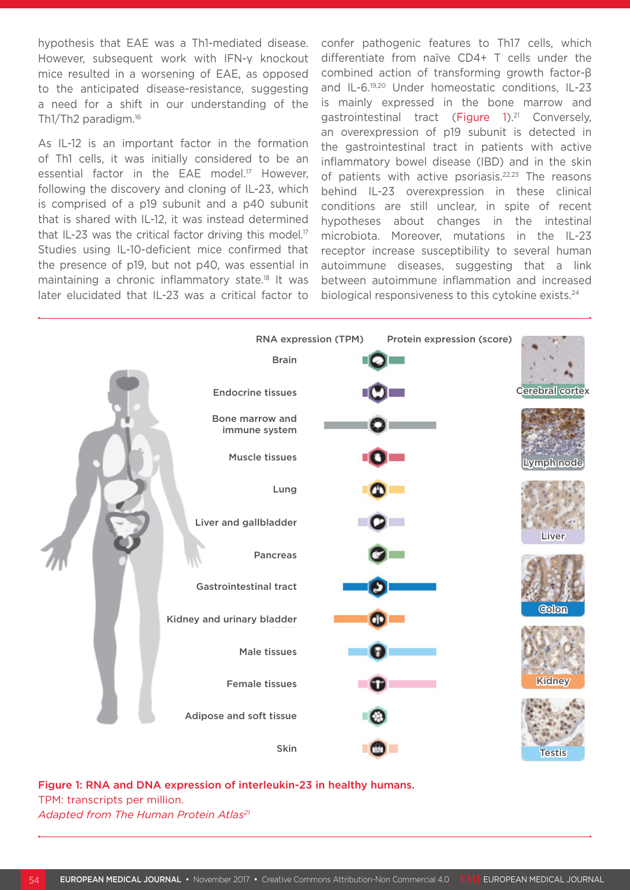hypothesis that EAE was a Th1-mediated disease. However, subsequent work with IFN-γ knockout mice resulted in a worsening of EAE, as opposed to the anticipated disease-resistance, suggesting a need for a shift in our understanding of the Th1/Th2 paradigm.[16]

As IL-12 is an important factor in the formation of Th1 cells, it was initially considered to be an essential factor in the EAE model.[17] However, following the discovery and cloning of IL-23, which is comprised of a p19 subunit and a p40 subunit that is shared with IL-12, it was instead determined that IL-23 was the critical factor driving this model.[17] Studies using IL-10-deficient mice confirmed that the presence of p19, but not p40, was essential in maintaining a chronic inflammatory state.[18] It was later elucidated that IL-23 was a critical factor to confer pathogenic features to Th17 cells, which differentiate from naïve CD4+ T cells under the combined action of transforming growth factor-β and IL-6.[19,20] Under homeostatic conditions, IL-23 is mainly expressed in the bone marrow and gastrointestinal tract (Figure 1).[21] Conversely, an overexpression of p19 subunit is detected in the gastrointestinal tract in patients with active inflammatory bowel disease (IBD) and in the skin of patients with active psoriasis.[22,23] The reasons behind IL-23 overexpression in these clinical conditions are still unclear, in spite of recent hypotheses about changes in the intestinal microbiota. Moreover, mutations in the IL-23 receptor increase susceptibility to several human autoimmune diseases, suggesting that a link between autoimmune inflammation and increased biological responsiveness to this cytokine exists.[24]

RNA expression (TPM)
Protein expression (score)
Brain
Endocrine tissues
Bone marrow and immune system
Muscle tissues
Lung
Liver and gallbladder
Pancreas
Gastrointestinal tract
Kidney and urinary bladder
Male tissues
Female tissues
Adipose and soft tissue
Skin
Cerebral cortex
Lymph node
Liver
Colon
Kidney
Testis

**Figure 1: RNA and DNA expression of interleukin-23 in healthy humans.**
TPM: transcripts per million.
*Adapted from The Human Protein Atlas*[21]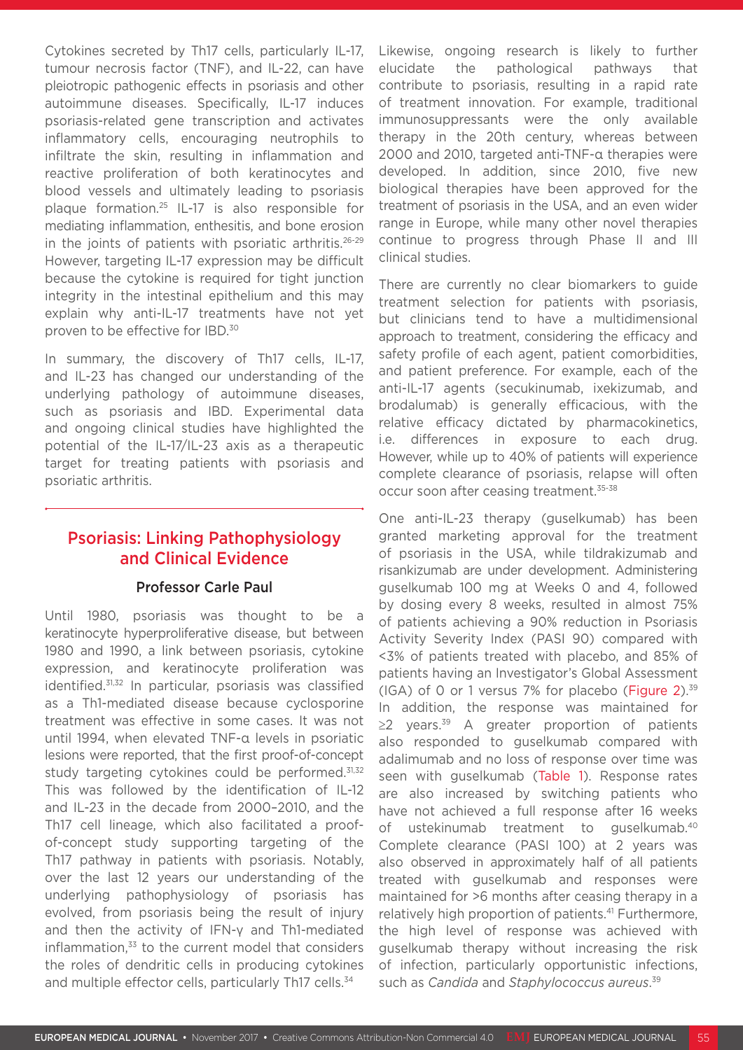Cytokines secreted by Th17 cells, particularly IL-17, tumour necrosis factor (TNF), and IL-22, can have pleiotropic pathogenic effects in psoriasis and other autoimmune diseases. Specifically, IL-17 induces psoriasis-related gene transcription and activates inflammatory cells, encouraging neutrophils to infiltrate the skin, resulting in inflammation and reactive proliferation of both keratinocytes and blood vessels and ultimately leading to psoriasis plaque formation.[25] IL-17 is also responsible for mediating inflammation, enthesitis, and bone erosion in the joints of patients with psoriatic arthritis.[26-29] However, targeting IL-17 expression may be difficult because the cytokine is required for tight junction integrity in the intestinal epithelium and this may explain why anti-IL-17 treatments have not yet proven to be effective for IBD.[30]

In summary, the discovery of Th17 cells, IL-17, and IL-23 has changed our understanding of the underlying pathology of autoimmune diseases, such as psoriasis and IBD. Experimental data and ongoing clinical studies have highlighted the potential of the IL-17/IL-23 axis as a therapeutic target for treating patients with psoriasis and psoriatic arthritis.

## Psoriasis: Linking Pathophysiology and Clinical Evidence

### Professor Carle Paul

Until 1980, psoriasis was thought to be a keratinocyte hyperproliferative disease, but between 1980 and 1990, a link between psoriasis, cytokine expression, and keratinocyte proliferation was identified.[31,32] In particular, psoriasis was classified as a Th1-mediated disease because cyclosporine treatment was effective in some cases. It was not until 1994, when elevated TNF-α levels in psoriatic lesions were reported, that the first proof-of-concept study targeting cytokines could be performed.[31,32] This was followed by the identification of IL-12 and IL-23 in the decade from 2000–2010, and the Th17 cell lineage, which also facilitated a proof-of-concept study supporting targeting of the Th17 pathway in patients with psoriasis. Notably, over the last 12 years our understanding of the underlying pathophysiology of psoriasis has evolved, from psoriasis being the result of injury and then the activity of IFN-γ and Th1-mediated inflammation,[33] to the current model that considers the roles of dendritic cells in producing cytokines and multiple effector cells, particularly Th17 cells.[34]

Likewise, ongoing research is likely to further elucidate the pathological pathways that contribute to psoriasis, resulting in a rapid rate of treatment innovation. For example, traditional immunosuppressants were the only available therapy in the 20th century, whereas between 2000 and 2010, targeted anti-TNF-α therapies were developed. In addition, since 2010, five new biological therapies have been approved for the treatment of psoriasis in the USA, and an even wider range in Europe, while many other novel therapies continue to progress through Phase II and III clinical studies.

There are currently no clear biomarkers to guide treatment selection for patients with psoriasis, but clinicians tend to have a multidimensional approach to treatment, considering the efficacy and safety profile of each agent, patient comorbidities, and patient preference. For example, each of the anti-IL-17 agents (secukinumab, ixekizumab, and brodalumab) is generally efficacious, with the relative efficacy dictated by pharmacokinetics, i.e. differences in exposure to each drug. However, while up to 40% of patients will experience complete clearance of psoriasis, relapse will often occur soon after ceasing treatment.[35-38]

One anti-IL-23 therapy (guselkumab) has been granted marketing approval for the treatment of psoriasis in the USA, while tildrakizumab and risankizumab are under development. Administering guselkumab 100 mg at Weeks 0 and 4, followed by dosing every 8 weeks, resulted in almost 75% of patients achieving a 90% reduction in Psoriasis Activity Severity Index (PASI 90) compared with <3% of patients treated with placebo, and 85% of patients having an Investigator's Global Assessment (IGA) of 0 or 1 versus 7% for placebo (Figure 2).[39] In addition, the response was maintained for ≥2 years.[39] A greater proportion of patients also responded to guselkumab compared with adalimumab and no loss of response over time was seen with guselkumab (Table 1). Response rates are also increased by switching patients who have not achieved a full response after 16 weeks of ustekinumab treatment to guselkumab.[40] Complete clearance (PASI 100) at 2 years was also observed in approximately half of all patients treated with guselkumab and responses were maintained for >6 months after ceasing therapy in a relatively high proportion of patients.[41] Furthermore, the high level of response was achieved with guselkumab therapy without increasing the risk of infection, particularly opportunistic infections, such as *Candida* and *Staphylococcus aureus*.[39]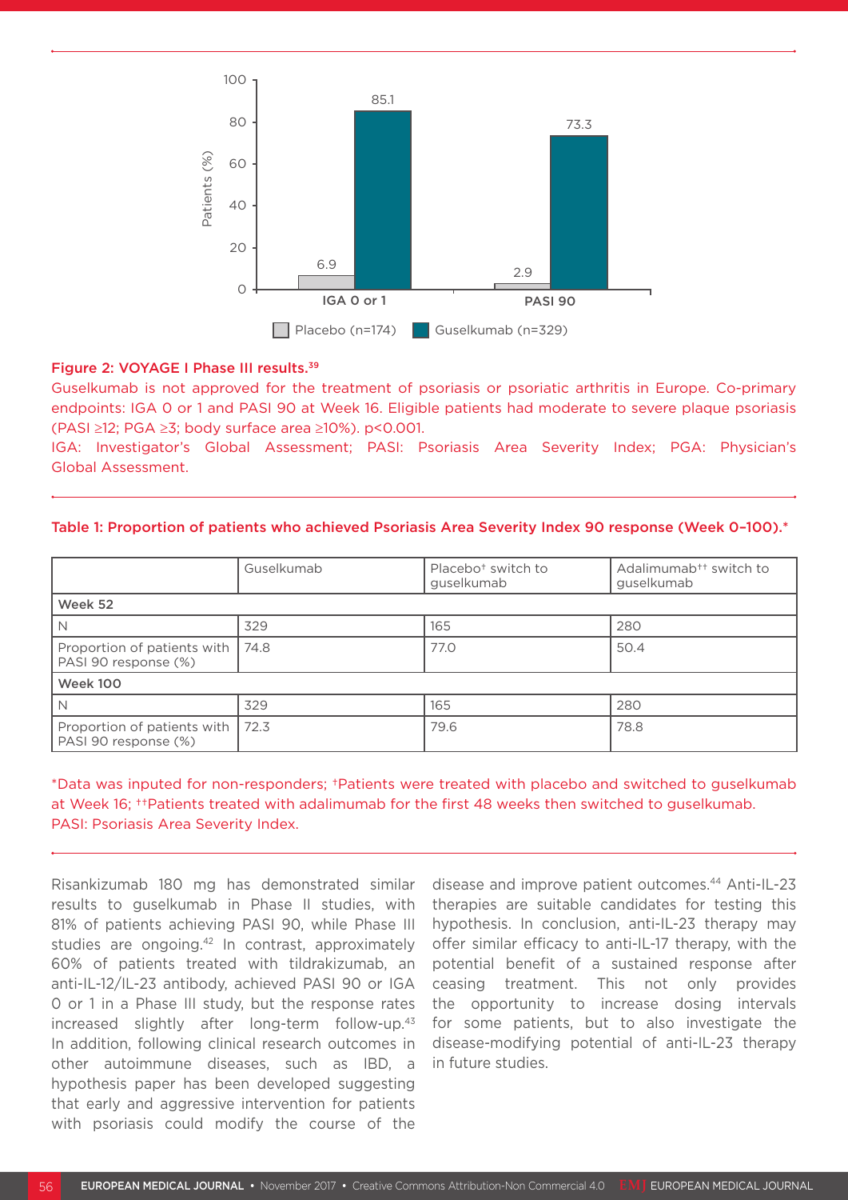100
80
60
40
20
0

Patients (%)

85.1
73.3
6.9
2.9

IGA 0 or 1
PASI 90

Placebo (n=174)
Guselkumab (n=329)

**Figure 2: VOYAGE I Phase III results.[39]**
Guselkumab is not approved for the treatment of psoriasis or psoriatic arthritis in Europe. Co-primary endpoints: IGA 0 or 1 and PASI 90 at Week 16. Eligible patients had moderate to severe plaque psoriasis (PASI ≥12; PGA ≥3; body surface area ≥10%). $p<0.001$.
IGA: Investigator's Global Assessment; PASI: Psoriasis Area Severity Index; PGA: Physician's Global Assessment.

**Table 1: Proportion of patients who achieved Psoriasis Area Severity Index 90 response (Week 0–100).***

| | Guselkumab | Placebo† switch to guselkumab | Adalimumab†† switch to guselkumab |
|---|---|---|---|
| **Week 52** | | | |
| N | 329 | 165 | 280 |
| Proportion of patients with PASI 90 response (%) | 74.8 | 77.0 | 50.4 |
| **Week 100** | | | |
| N | 329 | 165 | 280 |
| Proportion of patients with PASI 90 response (%) | 72.3 | 79.6 | 78.8 |

*Data was inputed for non-responders; †Patients were treated with placebo and switched to guselkumab at Week 16; ††Patients treated with adalimumab for the first 48 weeks then switched to guselkumab.
PASI: Psoriasis Area Severity Index.

Risankizumab 180 mg has demonstrated similar results to guselkumab in Phase II studies, with 81% of patients achieving PASI 90, while Phase III studies are ongoing.[42] In contrast, approximately 60% of patients treated with tildrakizumab, an anti-IL-12/IL-23 antibody, achieved PASI 90 or IGA 0 or 1 in a Phase III study, but the response rates increased slightly after long-term follow-up.[43] In addition, following clinical research outcomes in other autoimmune diseases, such as IBD, a hypothesis paper has been developed suggesting that early and aggressive intervention for patients with psoriasis could modify the course of the disease and improve patient outcomes.[44] Anti-IL-23 therapies are suitable candidates for testing this hypothesis. In conclusion, anti-IL-23 therapy may offer similar efficacy to anti-IL-17 therapy, with the potential benefit of a sustained response after ceasing treatment. This not only provides the opportunity to increase dosing intervals for some patients, but to also investigate the disease-modifying potential of anti-IL-23 therapy in future studies.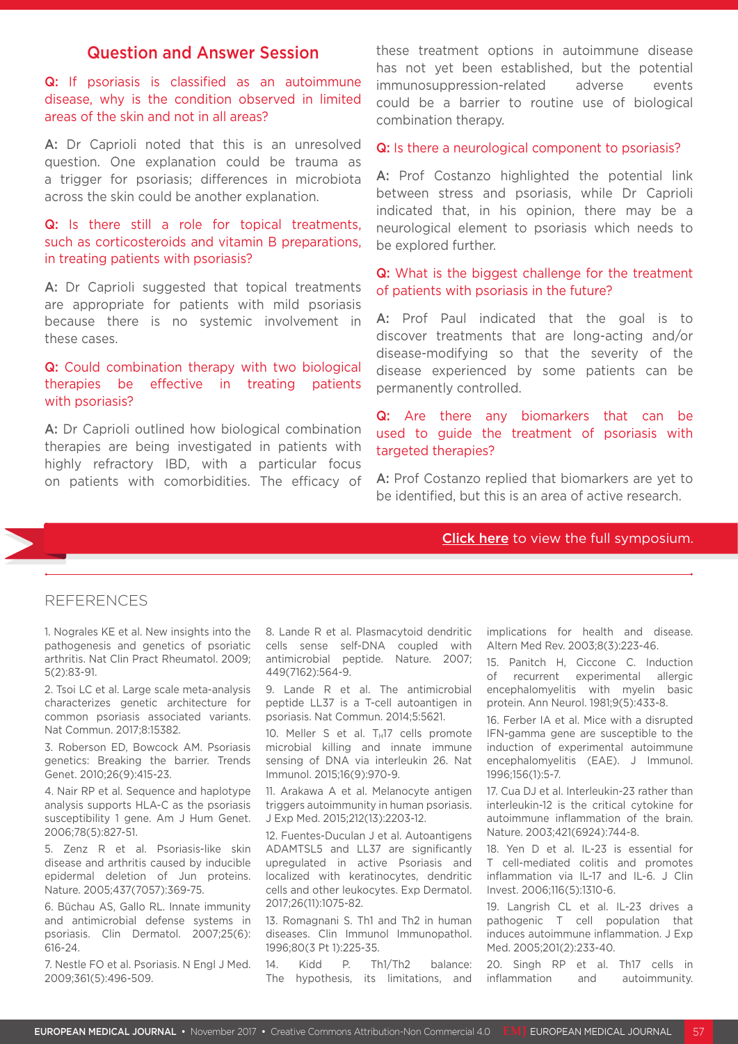## Question and Answer Session

**Q:** If psoriasis is classified as an autoimmune disease, why is the condition observed in limited areas of the skin and not in all areas?

**A:** Dr Caprioli noted that this is an unresolved question. One explanation could be trauma as a trigger for psoriasis; differences in microbiota across the skin could be another explanation.

**Q:** Is there still a role for topical treatments, such as corticosteroids and vitamin B preparations, in treating patients with psoriasis?

**A:** Dr Caprioli suggested that topical treatments are appropriate for patients with mild psoriasis because there is no systemic involvement in these cases.

**Q:** Could combination therapy with two biological therapies be effective in treating patients with psoriasis?

**A:** Dr Caprioli outlined how biological combination therapies are being investigated in patients with highly refractory IBD, with a particular focus on patients with comorbidities. The efficacy of these treatment options in autoimmune disease has not yet been established, but the potential immunosuppression-related adverse events could be a barrier to routine use of biological combination therapy.

**Q:** Is there a neurological component to psoriasis?

**A:** Prof Costanzo highlighted the potential link between stress and psoriasis, while Dr Caprioli indicated that, in his opinion, there may be a neurological element to psoriasis which needs to be explored further.

**Q:** What is the biggest challenge for the treatment of patients with psoriasis in the future?

**A:** Prof Paul indicated that the goal is to discover treatments that are long-acting and/or disease-modifying so that the severity of the disease experienced by some patients can be permanently controlled.

**Q:** Are there any biomarkers that can be used to guide the treatment of psoriasis with targeted therapies?

**A:** Prof Costanzo replied that biomarkers are yet to be identified, but this is an area of active research.

Click here to view the full symposium.

## REFERENCES

1. Nograles KE et al. New insights into the pathogenesis and genetics of psoriatic arthritis. Nat Clin Pract Rheumatol. 2009;5(2):83-91.

2. Tsoi LC et al. Large scale meta-analysis characterizes genetic architecture for common psoriasis associated variants. Nat Commun. 2017;8:15382.

3. Roberson ED, Bowcock AM. Psoriasis genetics: Breaking the barrier. Trends Genet. 2010;26(9):415-23.

4. Nair RP et al. Sequence and haplotype analysis supports HLA-C as the psoriasis susceptibility 1 gene. Am J Hum Genet. 2006;78(5):827-51.

5. Zenz R et al. Psoriasis-like skin disease and arthritis caused by inducible epidermal deletion of Jun proteins. Nature. 2005;437(7057):369-75.

6. Büchau AS, Gallo RL. Innate immunity and antimicrobial defense systems in psoriasis. Clin Dermatol. 2007;25(6):616-24.

7. Nestle FO et al. Psoriasis. N Engl J Med. 2009;361(5):496-509.

8. Lande R et al. Plasmacytoid dendritic cells sense self-DNA coupled with antimicrobial peptide. Nature. 2007;449(7162):564-9.

9. Lande R et al. The antimicrobial peptide LL37 is a T-cell autoantigen in psoriasis. Nat Commun. 2014;5:5621.

10. Meller S et al. $T_H17$ cells promote microbial killing and innate immune sensing of DNA via interleukin 26. Nat Immunol. 2015;16(9):970-9.

11. Arakawa A et al. Melanocyte antigen triggers autoimmunity in human psoriasis. J Exp Med. 2015;212(13):2203-12.

12. Fuentes-Duculan J et al. Autoantigens ADAMTSL5 and LL37 are significantly upregulated in active Psoriasis and localized with keratinocytes, dendritic cells and other leukocytes. Exp Dermatol. 2017;26(11):1075-82.

13. Romagnani S. Th1 and Th2 in human diseases. Clin Immunol Immunopathol. 1996;80(3 Pt 1):225-35.

14. Kidd P. Th1/Th2 balance: The hypothesis, its limitations, and implications for health and disease. Altern Med Rev. 2003;8(3):223-46.

15. Panitch H, Ciccone C. Induction of recurrent experimental allergic encephalomyelitis with myelin basic protein. Ann Neurol. 1981;9(5):433-8.

16. Ferber IA et al. Mice with a disrupted IFN-gamma gene are susceptible to the induction of experimental autoimmune encephalomyelitis (EAE). J Immunol. 1996;156(1):5-7.

17. Cua DJ et al. Interleukin-23 rather than interleukin-12 is the critical cytokine for autoimmune inflammation of the brain. Nature. 2003;421(6924):744-8.

18. Yen D et al. IL-23 is essential for T cell-mediated colitis and promotes inflammation via IL-17 and IL-6. J Clin Invest. 2006;116(5):1310-6.

19. Langrish CL et al. IL-23 drives a pathogenic T cell population that induces autoimmune inflammation. J Exp Med. 2005;201(2):233-40.

20. Singh RP et al. Th17 cells in inflammation and autoimmunity.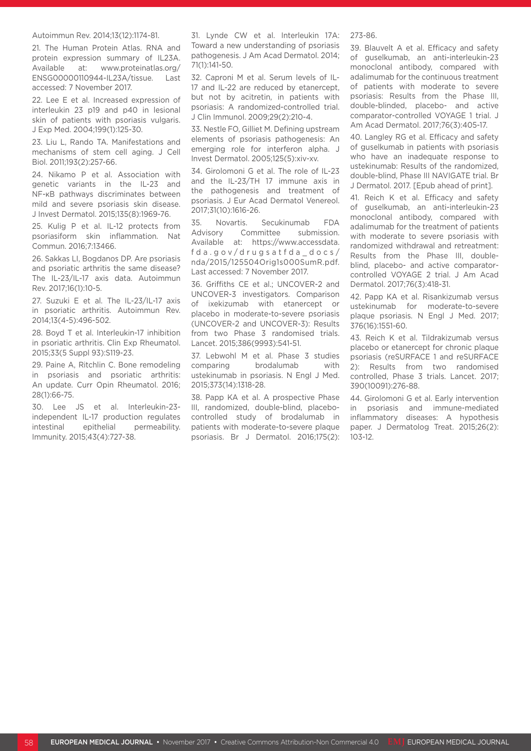Autoimmun Rev. 2014;13(12):1174-81.

21. The Human Protein Atlas. RNA and protein expression summary of IL23A. Available at: www.proteinatlas.org/ENSG00000110944-IL23A/tissue. Last accessed: 7 November 2017.

22. Lee E et al. Increased expression of interleukin 23 p19 and p40 in lesional skin of patients with psoriasis vulgaris. J Exp Med. 2004;199(1):125-30.

23. Liu L, Rando TA. Manifestations and mechanisms of stem cell aging. J Cell Biol. 2011;193(2):257-66.

24. Nikamo P et al. Association with genetic variants in the IL-23 and NF-κB pathways discriminates between mild and severe psoriasis skin disease. J Invest Dermatol. 2015;135(8):1969-76.

25. Kulig P et al. IL-12 protects from psoriasiform skin inflammation. Nat Commun. 2016;7:13466.

26. Sakkas LI, Bogdanos DP. Are psoriasis and psoriatic arthritis the same disease? The IL-23/IL-17 axis data. Autoimmun Rev. 2017;16(1):10-5.

27. Suzuki E et al. The IL-23/IL-17 axis in psoriatic arthritis. Autoimmun Rev. 2014;13(4-5):496-502.

28. Boyd T et al. Interleukin-17 inhibition in psoriatic arthritis. Clin Exp Rheumatol. 2015;33(5 Suppl 93):S119-23.

29. Paine A, Ritchlin C. Bone remodeling in psoriasis and psoriatic arthritis: An update. Curr Opin Rheumatol. 2016; 28(1):66-75.

30. Lee JS et al. Interleukin-23-independent IL-17 production regulates intestinal epithelial permeability. Immunity. 2015;43(4):727-38.

31. Lynde CW et al. Interleukin 17A: Toward a new understanding of psoriasis pathogenesis. J Am Acad Dermatol. 2014; 71(1):141-50.

32. Caproni M et al. Serum levels of IL-17 and IL-22 are reduced by etanercept, but not by acitretin, in patients with psoriasis: A randomized-controlled trial. J Clin Immunol. 2009;29(2):210-4.

33. Nestle FO, Gilliet M. Defining upstream elements of psoriasis pathogenesis: An emerging role for interferon alpha. J Invest Dermatol. 2005;125(5):xiv-xv.

34. Girolomoni G et al. The role of IL-23 and the IL-23/TH 17 immune axis in the pathogenesis and treatment of psoriasis. J Eur Acad Dermatol Venereol. 2017;31(10):1616-26.

35. Novartis. Secukinumab FDA Advisory Committee submission. Available at: https://www.accessdata.fda.gov/drugsatfda_docs/nda/2015/125504Orig1s000SumR.pdf. Last accessed: 7 November 2017.

36. Griffiths CE et al.; UNCOVER-2 and UNCOVER-3 investigators. Comparison of ixekizumab with etanercept or placebo in moderate-to-severe psoriasis (UNCOVER-2 and UNCOVER-3): Results from two Phase 3 randomised trials. Lancet. 2015;386(9993):541-51.

37. Lebwohl M et al. Phase 3 studies comparing brodalumab with ustekinumab in psoriasis. N Engl J Med. 2015;373(14):1318-28.

38. Papp KA et al. A prospective Phase III, randomized, double-blind, placebo-controlled study of brodalumab in patients with moderate-to-severe plaque psoriasis. Br J Dermatol. 2016;175(2): 273-86.

39. Blauvelt A et al. Efficacy and safety of guselkumab, an anti-interleukin-23 monoclonal antibody, compared with adalimumab for the continuous treatment of patients with moderate to severe psoriasis: Results from the Phase III, double-blinded, placebo- and active comparator-controlled VOYAGE 1 trial. J Am Acad Dermatol. 2017;76(3):405-17.

40. Langley RG et al. Efficacy and safety of guselkumab in patients with psoriasis who have an inadequate response to ustekinumab: Results of the randomized, double-blind, Phase III NAVIGATE trial. Br J Dermatol. 2017. [Epub ahead of print].

41. Reich K et al. Efficacy and safety of guselkumab, an anti-interleukin-23 monoclonal antibody, compared with adalimumab for the treatment of patients with moderate to severe psoriasis with randomized withdrawal and retreatment: Results from the Phase III, double-blind, placebo- and active comparator-controlled VOYAGE 2 trial. J Am Acad Dermatol. 2017;76(3):418-31.

42. Papp KA et al. Risankizumab versus ustekinumab for moderate-to-severe plaque psoriasis. N Engl J Med. 2017; 376(16):1551-60.

43. Reich K et al. Tildrakizumab versus placebo or etanercept for chronic plaque psoriasis (reSURFACE 1 and reSURFACE 2): Results from two randomised controlled, Phase 3 trials. Lancet. 2017; 390(10091):276-88.

44. Girolomoni G et al. Early intervention in psoriasis and immune-mediated inflammatory diseases: A hypothesis paper. J Dermatolog Treat. 2015;26(2): 103-12.